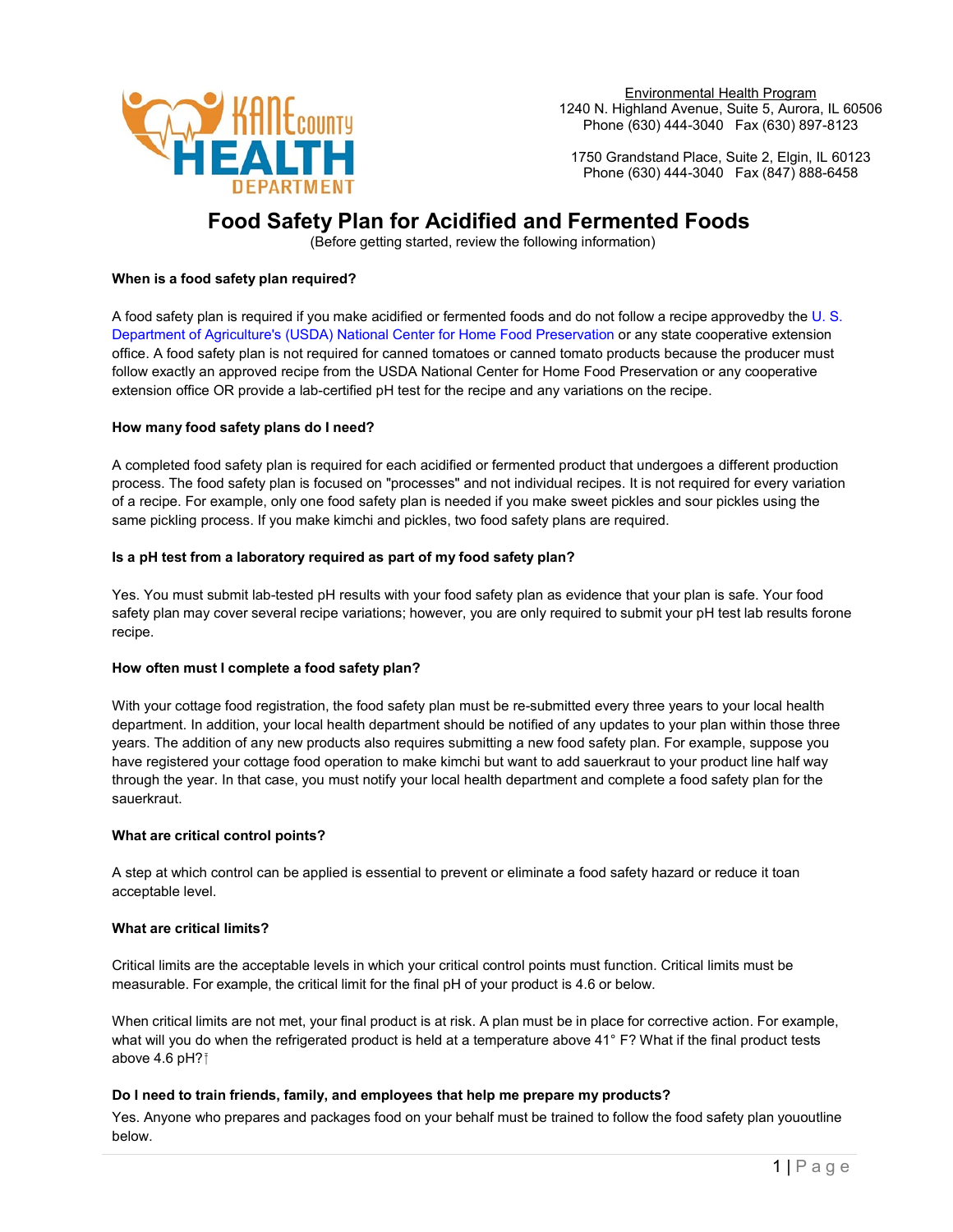Kane County Health Department

Environmental Health Program
1240 N. Highland Avenue, Suite 5, Aurora, IL 60506
Phone (630) 444-3040 Fax (630) 897-8123

1750 Grandstand Place, Suite 2, Elgin, IL 60123
Phone (630) 444-3040 Fax (847) 888-6458

# Food Safety Plan for Acidified and Fermented Foods

(Before getting started, review the following information)

**When is a food safety plan required?**

A food safety plan is required if you make acidified or fermented foods and do not follow a recipe approvedby the U. S. Department of Agriculture's (USDA) National Center for Home Food Preservation or any state cooperative extension office. A food safety plan is not required for canned tomatoes or canned tomato products because the producer must follow exactly an approved recipe from the USDA National Center for Home Food Preservation or any cooperative extension office OR provide a lab-certified pH test for the recipe and any variations on the recipe.

**How many food safety plans do I need?**

A completed food safety plan is required for each acidified or fermented product that undergoes a different production process. The food safety plan is focused on "processes" and not individual recipes. It is not required for every variation of a recipe. For example, only one food safety plan is needed if you make sweet pickles and sour pickles using the same pickling process. If you make kimchi and pickles, two food safety plans are required.

**Is a pH test from a laboratory required as part of my food safety plan?**

Yes. You must submit lab-tested pH results with your food safety plan as evidence that your plan is safe. Your food safety plan may cover several recipe variations; however, you are only required to submit your pH test lab results forone recipe.

**How often must I complete a food safety plan?**

With your cottage food registration, the food safety plan must be re-submitted every three years to your local health department. In addition, your local health department should be notified of any updates to your plan within those three years. The addition of any new products also requires submitting a new food safety plan. For example, suppose you have registered your cottage food operation to make kimchi but want to add sauerkraut to your product line half way through the year. In that case, you must notify your local health department and complete a food safety plan for the sauerkraut.

**What are critical control points?**

A step at which control can be applied is essential to prevent or eliminate a food safety hazard or reduce it toan acceptable level.

**What are critical limits?**

Critical limits are the acceptable levels in which your critical control points must function. Critical limits must be measurable. For example, the critical limit for the final pH of your product is 4.6 or below.

When critical limits are not met, your final product is at risk. A plan must be in place for corrective action. For example, what will you do when the refrigerated product is held at a temperature above 41° F? What if the final product tests above 4.6 pH?

**Do I need to train friends, family, and employees that help me prepare my products?**

Yes. Anyone who prepares and packages food on your behalf must be trained to follow the food safety plan yououtline below.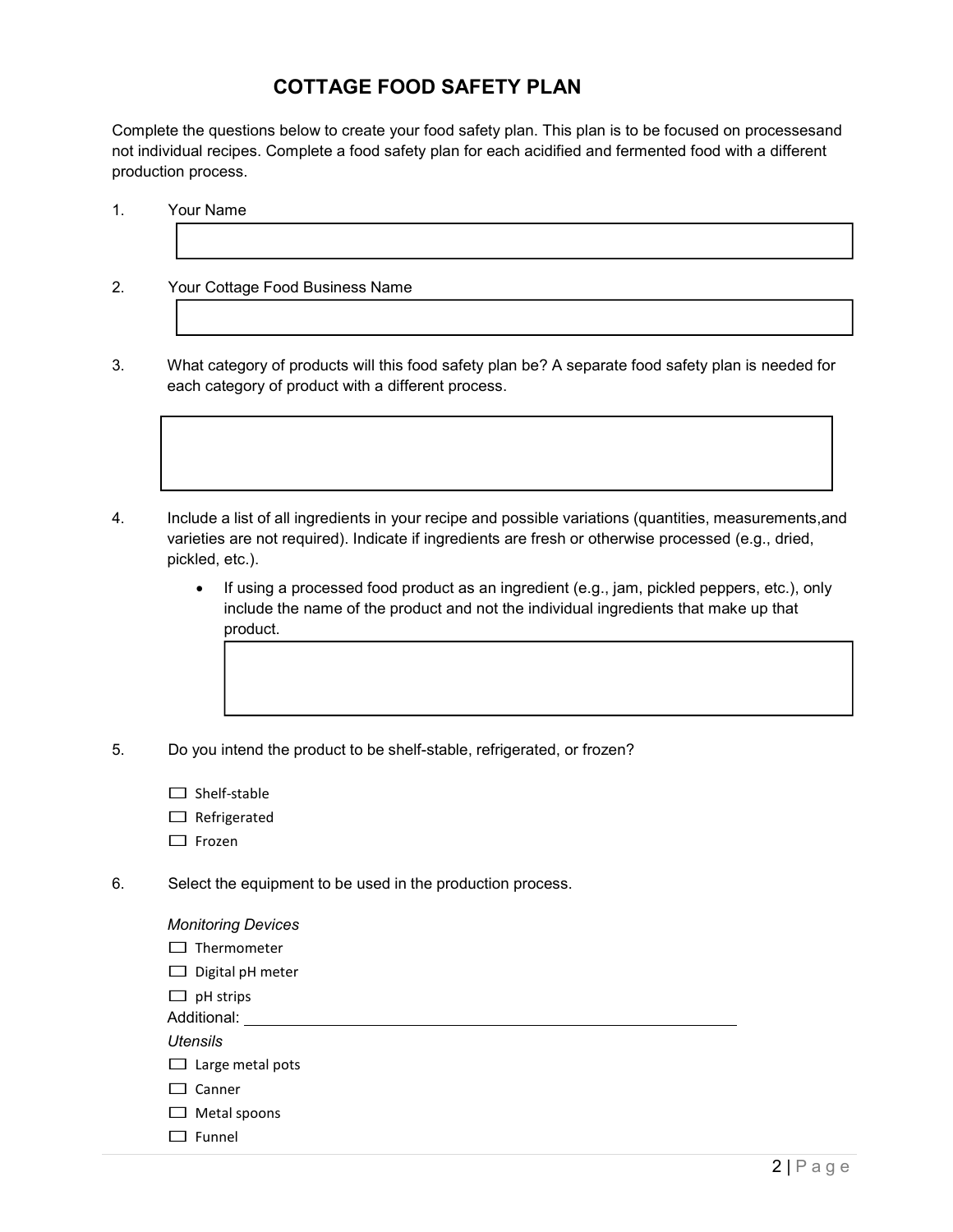# COTTAGE FOOD SAFETY PLAN

Complete the questions below to create your food safety plan. This plan is to be focused on processesand not individual recipes. Complete a food safety plan for each acidified and fermented food with a different production process.

1. Your Name

2. Your Cottage Food Business Name

3. What category of products will this food safety plan be? A separate food safety plan is needed for each category of product with a different process.

4. Include a list of all ingredients in your recipe and possible variations (quantities, measurements,and varieties are not required). Indicate if ingredients are fresh or otherwise processed (e.g., dried, pickled, etc.).
   - If using a processed food product as an ingredient (e.g., jam, pickled peppers, etc.), only include the name of the product and not the individual ingredients that make up that product.

5. Do you intend the product to be shelf-stable, refrigerated, or frozen?

   - ☐ Shelf-stable
   - ☐ Refrigerated
   - ☐ Frozen

6. Select the equipment to be used in the production process.

   *Monitoring Devices*
   - ☐ Thermometer
   - ☐ Digital pH meter
   - ☐ pH strips

   Additional: ______________________________

   *Utensils*
   - ☐ Large metal pots
   - ☐ Canner
   - ☐ Metal spoons
   - ☐ Funnel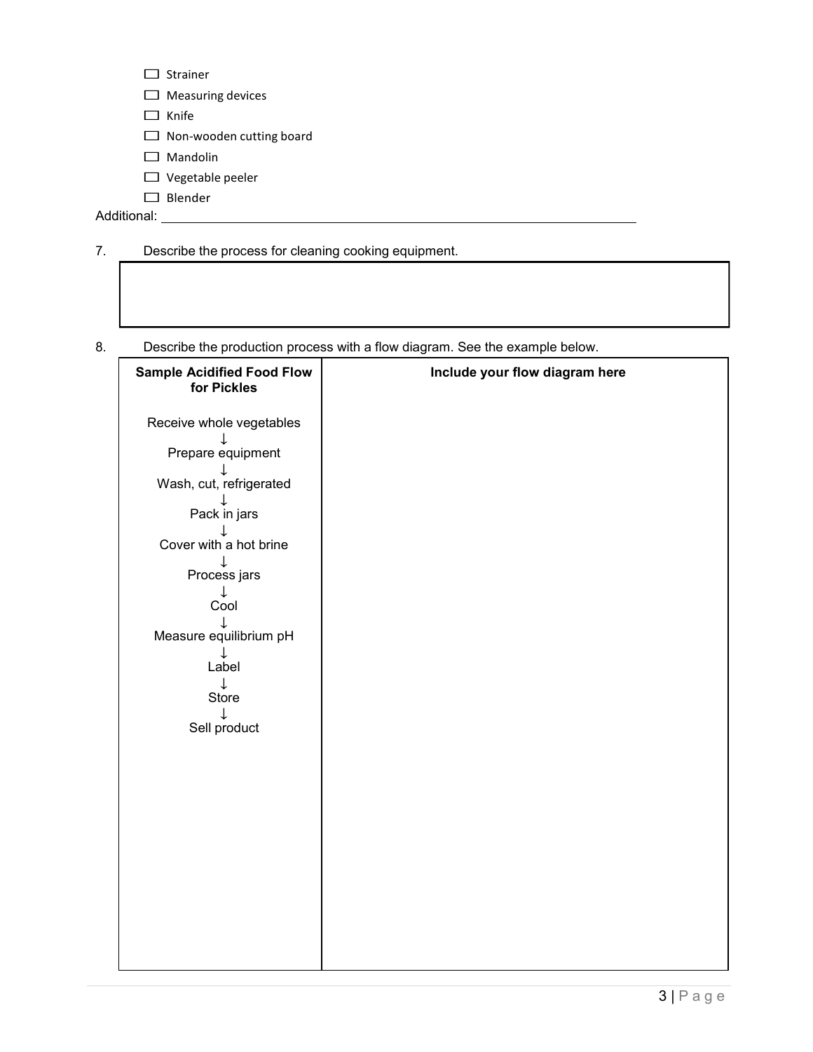- [ ] Strainer
- [ ] Measuring devices
- [ ] Knife
- [ ] Non-wooden cutting board
- [ ] Mandolin
- [ ] Vegetable peeler
- [ ] Blender

Additional: ______________________________________________________________

7. Describe the process for cleaning cooking equipment.

| |
|---|
| |

8. Describe the production process with a flow diagram. See the example below.

| **Sample Acidified Food Flow for Pickles** | **Include your flow diagram here** |
|---|---|
| Receive whole vegetables<br>↓<br>Prepare equipment<br>↓<br>Wash, cut, refrigerated<br>↓<br>Pack in jars<br>↓<br>Cover with a hot brine<br>↓<br>Process jars<br>↓<br>Cool<br>↓<br>Measure equilibrium pH<br>↓<br>Label<br>↓<br>Store<br>↓<br>Sell product | |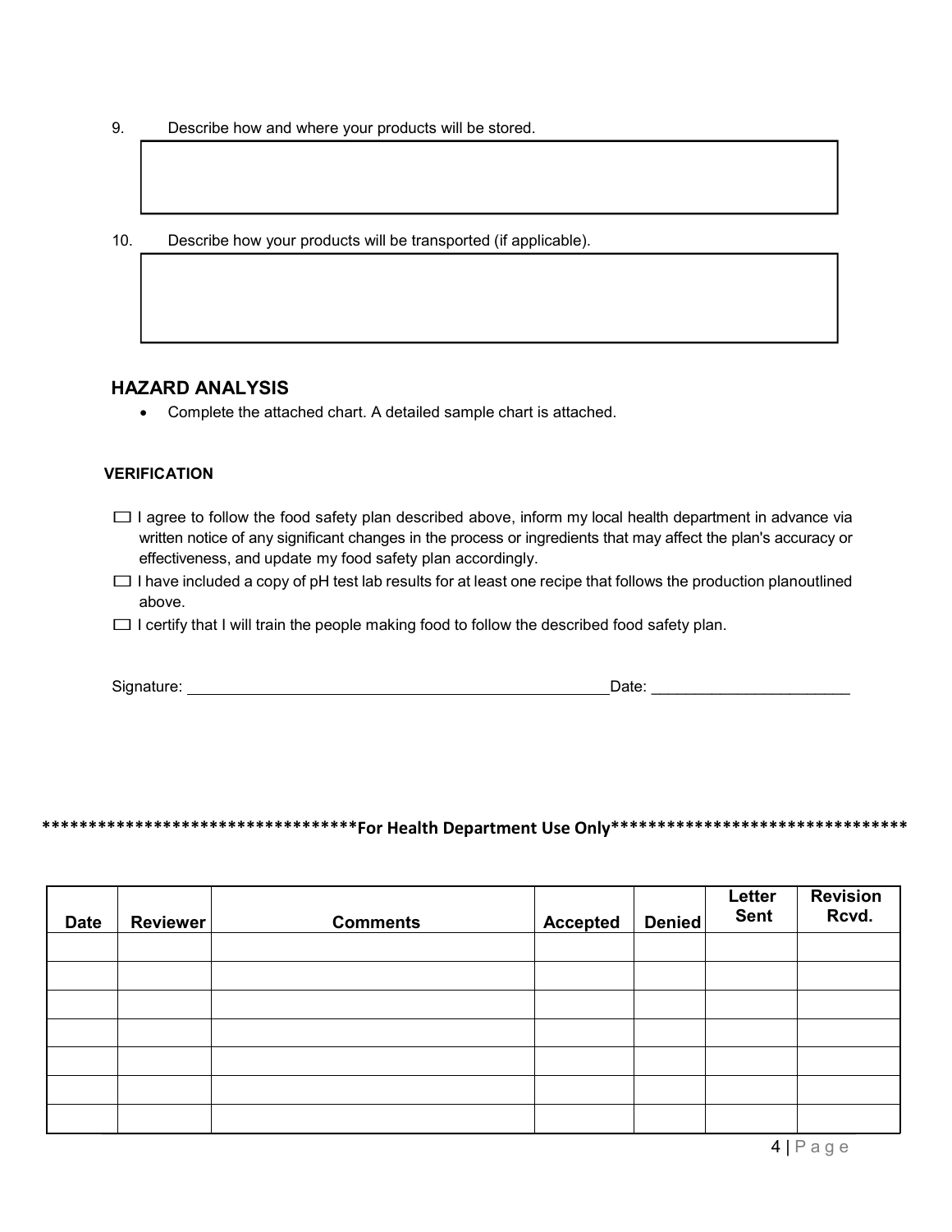9. Describe how and where your products will be stored.

10. Describe how your products will be transported (if applicable).

## HAZARD ANALYSIS

- Complete the attached chart. A detailed sample chart is attached.

### VERIFICATION

☐ I agree to follow the food safety plan described above, inform my local health department in advance via written notice of any significant changes in the process or ingredients that may affect the plan's accuracy or effectiveness, and update my food safety plan accordingly.

☐ I have included a copy of pH test lab results for at least one recipe that follows the production planoutlined above.

☐ I certify that I will train the people making food to follow the described food safety plan.

Signature: ______________________________________________ Date: ______________________

**********************************For Health Department Use Only********************************

| Date | Reviewer | Comments | Accepted | Denied | Letter Sent | Revision Rcvd. |
|---|---|---|---|---|---|---|
| | | | | | | |
| | | | | | | |
| | | | | | | |
| | | | | | | |
| | | | | | | |
| | | | | | | |
| | | | | | | |